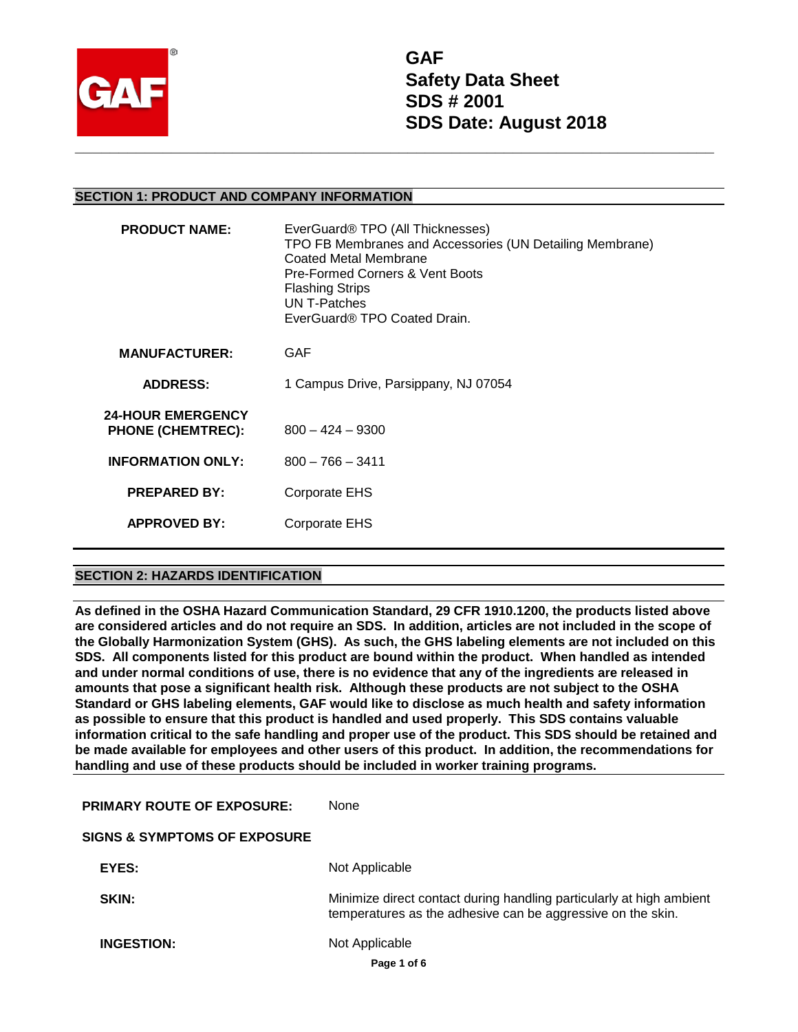# GAF
# Safety Data Sheet
# SDS # 2001
# SDS Date: August 2018

---

## SECTION 1: PRODUCT AND COMPANY INFORMATION

| | |
|---|---|
| **PRODUCT NAME:** | EverGuard® TPO (All Thicknesses)<br>TPO FB Membranes and Accessories (UN Detailing Membrane)<br>Coated Metal Membrane<br>Pre-Formed Corners & Vent Boots<br>Flashing Strips<br>UN T-Patches<br>EverGuard® TPO Coated Drain. |
| **MANUFACTURER:** | GAF |
| **ADDRESS:** | 1 Campus Drive, Parsippany, NJ 07054 |
| **24-HOUR EMERGENCY PHONE (CHEMTREC):** | 800 – 424 – 9300 |
| **INFORMATION ONLY:** | 800 – 766 – 3411 |
| **PREPARED BY:** | Corporate EHS |
| **APPROVED BY:** | Corporate EHS |

## SECTION 2: HAZARDS IDENTIFICATION

**As defined in the OSHA Hazard Communication Standard, 29 CFR 1910.1200, the products listed above are considered articles and do not require an SDS. In addition, articles are not included in the scope of the Globally Harmonization System (GHS). As such, the GHS labeling elements are not included on this SDS. All components listed for this product are bound within the product. When handled as intended and under normal conditions of use, there is no evidence that any of the ingredients are released in amounts that pose a significant health risk. Although these products are not subject to the OSHA Standard or GHS labeling elements, GAF would like to disclose as much health and safety information as possible to ensure that this product is handled and used properly. This SDS contains valuable information critical to the safe handling and proper use of the product. This SDS should be retained and be made available for employees and other users of this product. In addition, the recommendations for handling and use of these products should be included in worker training programs.**

**PRIMARY ROUTE OF EXPOSURE:** None

**SIGNS & SYMPTOMS OF EXPOSURE**

| | |
|---|---|
| **EYES:** | Not Applicable |
| **SKIN:** | Minimize direct contact during handling particularly at high ambient temperatures as the adhesive can be aggressive on the skin. |
| **INGESTION:** | Not Applicable |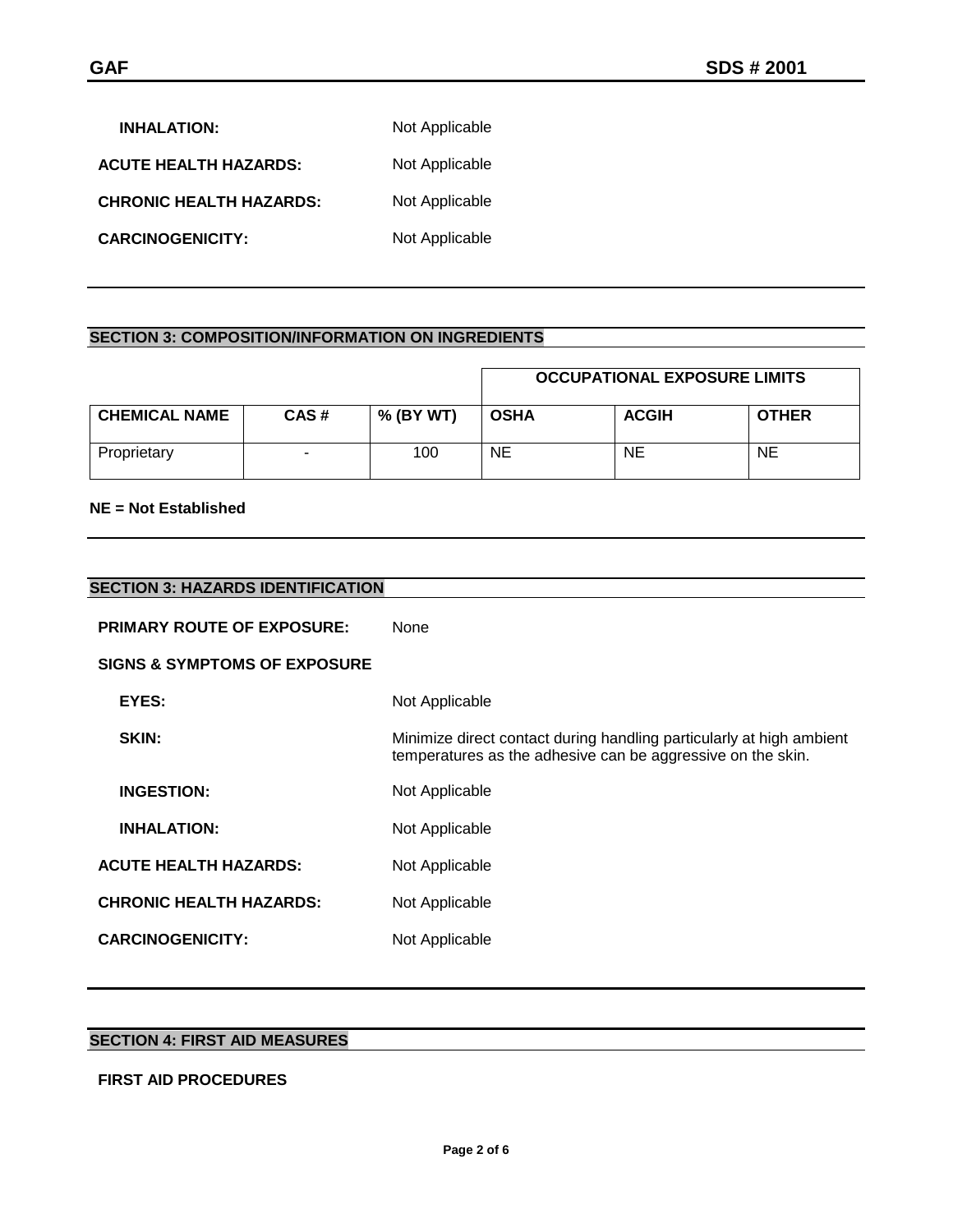**INHALATION:** Not Applicable

**ACUTE HEALTH HAZARDS:** Not Applicable

**CHRONIC HEALTH HAZARDS:** Not Applicable

**CARCINOGENICITY:** Not Applicable

## SECTION 3: COMPOSITION/INFORMATION ON INGREDIENTS

| | | | OCCUPATIONAL EXPOSURE LIMITS | | |
|---|---|---|---|---|---|
| **CHEMICAL NAME** | **CAS #** | **% (BY WT)** | **OSHA** | **ACGIH** | **OTHER** |
| Proprietary | - | 100 | NE | NE | NE |

**NE = Not Established**

## SECTION 3: HAZARDS IDENTIFICATION

**PRIMARY ROUTE OF EXPOSURE:** None

**SIGNS & SYMPTOMS OF EXPOSURE**

**EYES:** Not Applicable

**SKIN:** Minimize direct contact during handling particularly at high ambient temperatures as the adhesive can be aggressive on the skin.

**INGESTION:** Not Applicable

**INHALATION:** Not Applicable

**ACUTE HEALTH HAZARDS:** Not Applicable

**CHRONIC HEALTH HAZARDS:** Not Applicable

**CARCINOGENICITY:** Not Applicable

## SECTION 4: FIRST AID MEASURES

**FIRST AID PROCEDURES**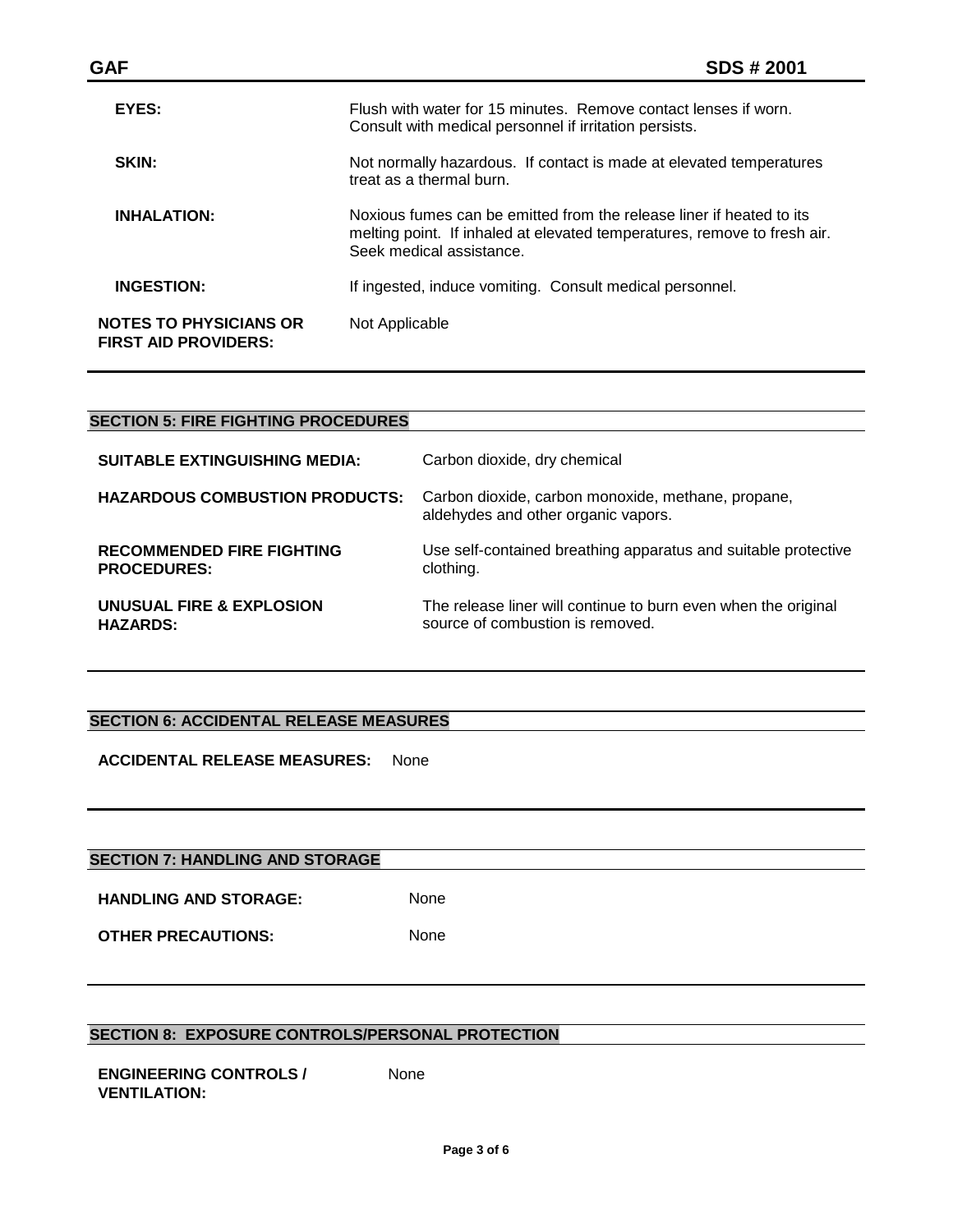**EYES:** Flush with water for 15 minutes. Remove contact lenses if worn. Consult with medical personnel if irritation persists.

**SKIN:** Not normally hazardous. If contact is made at elevated temperatures treat as a thermal burn.

**INHALATION:** Noxious fumes can be emitted from the release liner if heated to its melting point. If inhaled at elevated temperatures, remove to fresh air. Seek medical assistance.

**INGESTION:** If ingested, induce vomiting. Consult medical personnel.

**NOTES TO PHYSICIANS OR FIRST AID PROVIDERS:** Not Applicable

## SECTION 5: FIRE FIGHTING PROCEDURES

**SUITABLE EXTINGUISHING MEDIA:** Carbon dioxide, dry chemical

**HAZARDOUS COMBUSTION PRODUCTS:** Carbon dioxide, carbon monoxide, methane, propane, aldehydes and other organic vapors.

**RECOMMENDED FIRE FIGHTING PROCEDURES:** Use self-contained breathing apparatus and suitable protective clothing.

**UNUSUAL FIRE & EXPLOSION HAZARDS:** The release liner will continue to burn even when the original source of combustion is removed.

## SECTION 6: ACCIDENTAL RELEASE MEASURES

**ACCIDENTAL RELEASE MEASURES:** None

## SECTION 7: HANDLING AND STORAGE

**HANDLING AND STORAGE:** None

**OTHER PRECAUTIONS:** None

## SECTION 8: EXPOSURE CONTROLS/PERSONAL PROTECTION

**ENGINEERING CONTROLS / VENTILATION:** None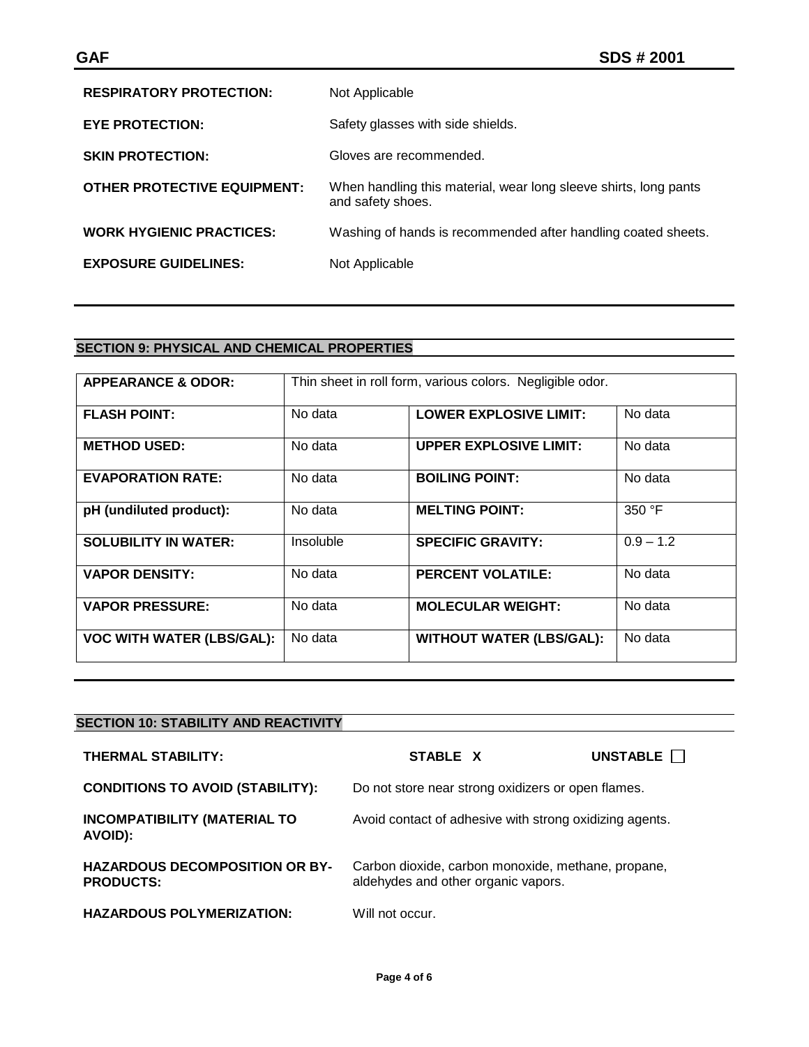**RESPIRATORY PROTECTION:** Not Applicable

**EYE PROTECTION:** Safety glasses with side shields.

**SKIN PROTECTION:** Gloves are recommended.

**OTHER PROTECTIVE EQUIPMENT:** When handling this material, wear long sleeve shirts, long pants and safety shoes.

**WORK HYGIENIC PRACTICES:** Washing of hands is recommended after handling coated sheets.

**EXPOSURE GUIDELINES:** Not Applicable

## SECTION 9: PHYSICAL AND CHEMICAL PROPERTIES

| **APPEARANCE & ODOR:** | Thin sheet in roll form, various colors. Negligible odor. | | |
|---|---|---|---|
| **FLASH POINT:** | No data | **LOWER EXPLOSIVE LIMIT:** | No data |
| **METHOD USED:** | No data | **UPPER EXPLOSIVE LIMIT:** | No data |
| **EVAPORATION RATE:** | No data | **BOILING POINT:** | No data |
| **pH (undiluted product):** | No data | **MELTING POINT:** | 350 °F |
| **SOLUBILITY IN WATER:** | Insoluble | **SPECIFIC GRAVITY:** | 0.9 – 1.2 |
| **VAPOR DENSITY:** | No data | **PERCENT VOLATILE:** | No data |
| **VAPOR PRESSURE:** | No data | **MOLECULAR WEIGHT:** | No data |
| **VOC WITH WATER (LBS/GAL):** | No data | **WITHOUT WATER (LBS/GAL):** | No data |

## SECTION 10: STABILITY AND REACTIVITY

**THERMAL STABILITY:** **STABLE X** **UNSTABLE** ☐

**CONDITIONS TO AVOID (STABILITY):** Do not store near strong oxidizers or open flames.

**INCOMPATIBILITY (MATERIAL TO AVOID):** Avoid contact of adhesive with strong oxidizing agents.

**HAZARDOUS DECOMPOSITION OR BY-PRODUCTS:** Carbon dioxide, carbon monoxide, methane, propane, aldehydes and other organic vapors.

**HAZARDOUS POLYMERIZATION:** Will not occur.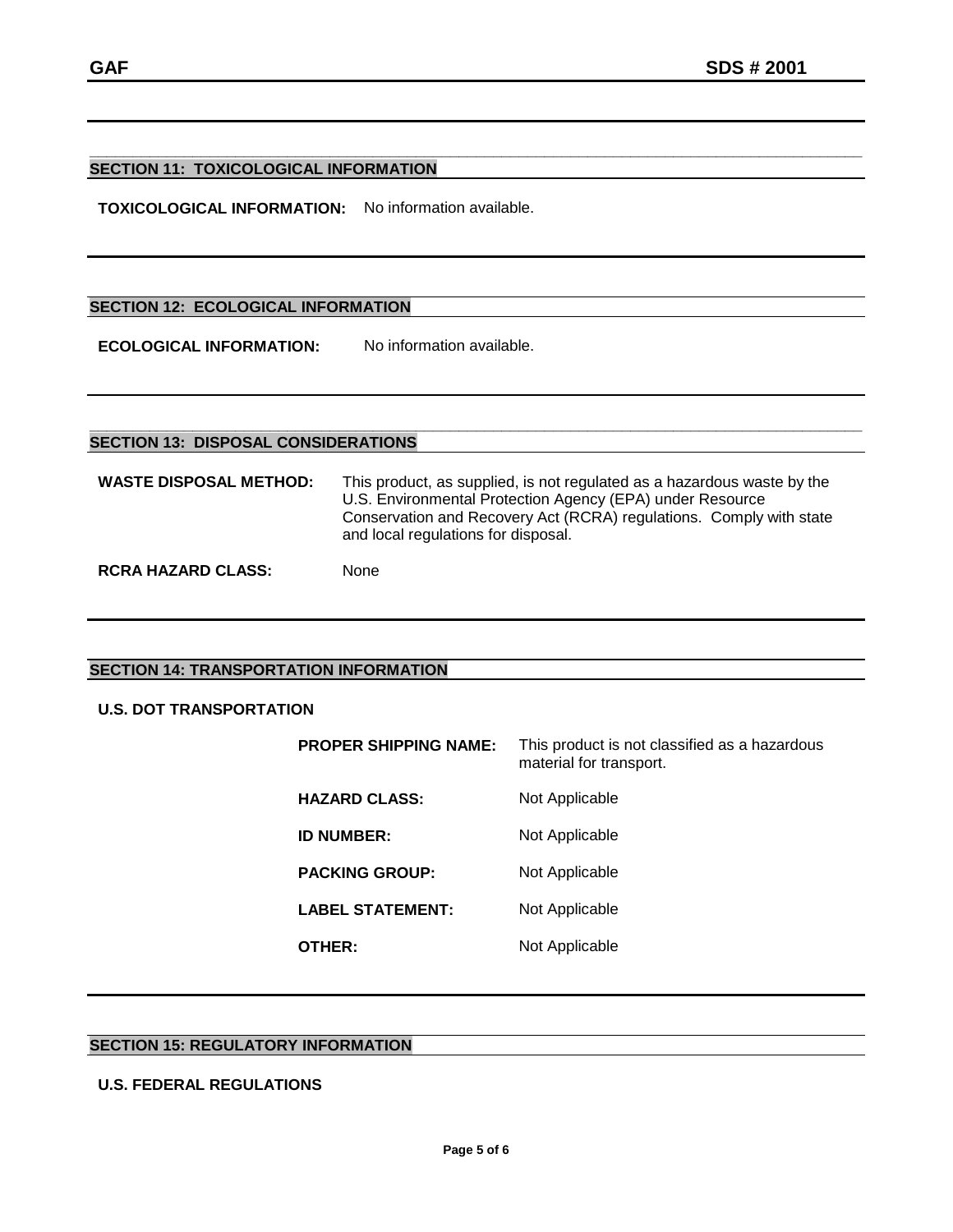## SECTION 11: TOXICOLOGICAL INFORMATION

**TOXICOLOGICAL INFORMATION:** No information available.

## SECTION 12: ECOLOGICAL INFORMATION

**ECOLOGICAL INFORMATION:** No information available.

## SECTION 13: DISPOSAL CONSIDERATIONS

**WASTE DISPOSAL METHOD:** This product, as supplied, is not regulated as a hazardous waste by the U.S. Environmental Protection Agency (EPA) under Resource Conservation and Recovery Act (RCRA) regulations. Comply with state and local regulations for disposal.

**RCRA HAZARD CLASS:** None

## SECTION 14: TRANSPORTATION INFORMATION

**U.S. DOT TRANSPORTATION**

**PROPER SHIPPING NAME:** This product is not classified as a hazardous material for transport.

**HAZARD CLASS:** Not Applicable

**ID NUMBER:** Not Applicable

**PACKING GROUP:** Not Applicable

**LABEL STATEMENT:** Not Applicable

**OTHER:** Not Applicable

## SECTION 15: REGULATORY INFORMATION

**U.S. FEDERAL REGULATIONS**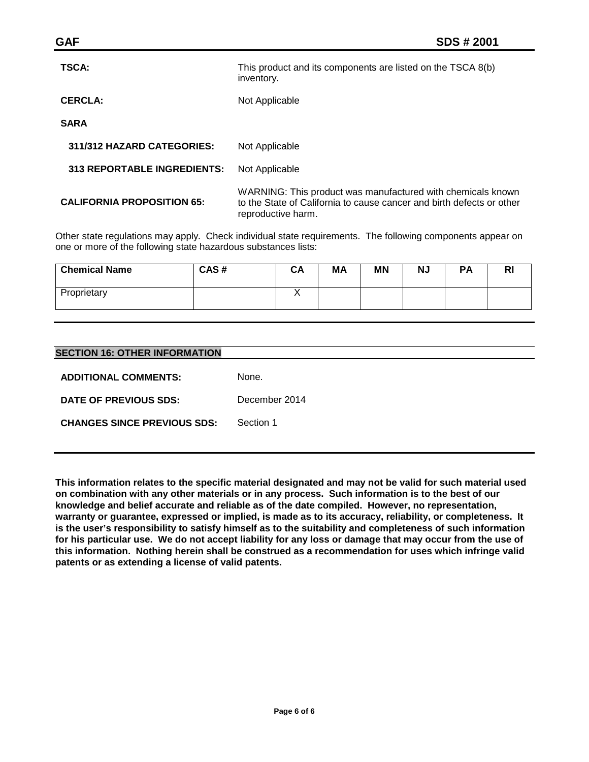**TSCA:** This product and its components are listed on the TSCA 8(b) inventory.

**CERCLA:** Not Applicable

**SARA**

**311/312 HAZARD CATEGORIES:** Not Applicable

**313 REPORTABLE INGREDIENTS:** Not Applicable

**CALIFORNIA PROPOSITION 65:** WARNING: This product was manufactured with chemicals known to the State of California to cause cancer and birth defects or other reproductive harm.

Other state regulations may apply. Check individual state requirements. The following components appear on one or more of the following state hazardous substances lists:

| Chemical Name | CAS # | CA | MA | MN | NJ | PA | RI |
|---|---|---|---|---|---|---|---|
| Proprietary | | X | | | | | |

## SECTION 16: OTHER INFORMATION

**ADDITIONAL COMMENTS:** None.

**DATE OF PREVIOUS SDS:** December 2014

**CHANGES SINCE PREVIOUS SDS:** Section 1

**This information relates to the specific material designated and may not be valid for such material used on combination with any other materials or in any process. Such information is to the best of our knowledge and belief accurate and reliable as of the date compiled. However, no representation, warranty or guarantee, expressed or implied, is made as to its accuracy, reliability, or completeness. It is the user's responsibility to satisfy himself as to the suitability and completeness of such information for his particular use. We do not accept liability for any loss or damage that may occur from the use of this information. Nothing herein shall be construed as a recommendation for uses which infringe valid patents or as extending a license of valid patents.**